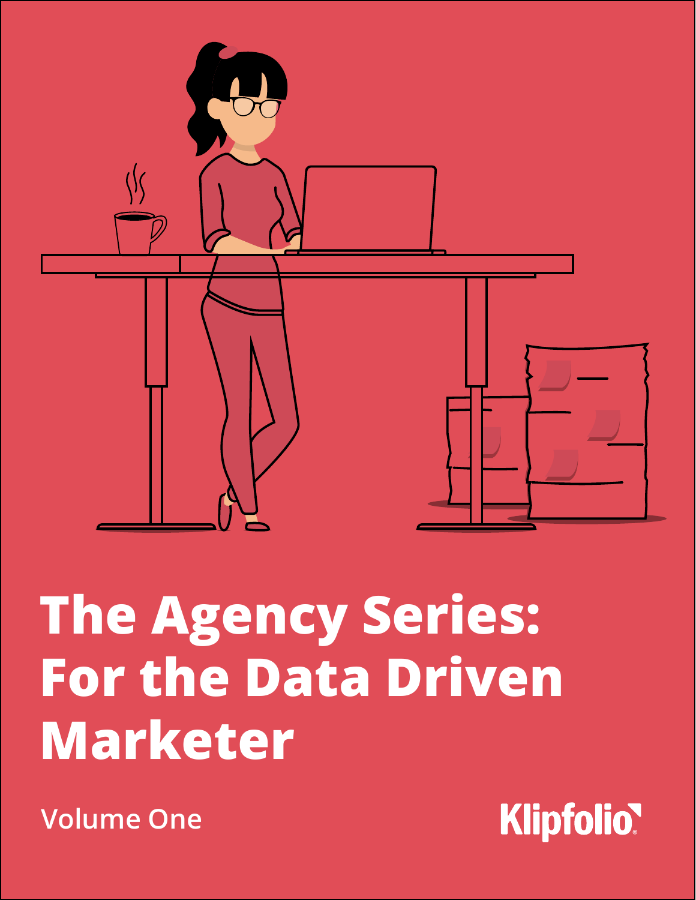# The Agency Series: For the Data Driven Marketer

Volume One

Klipfolio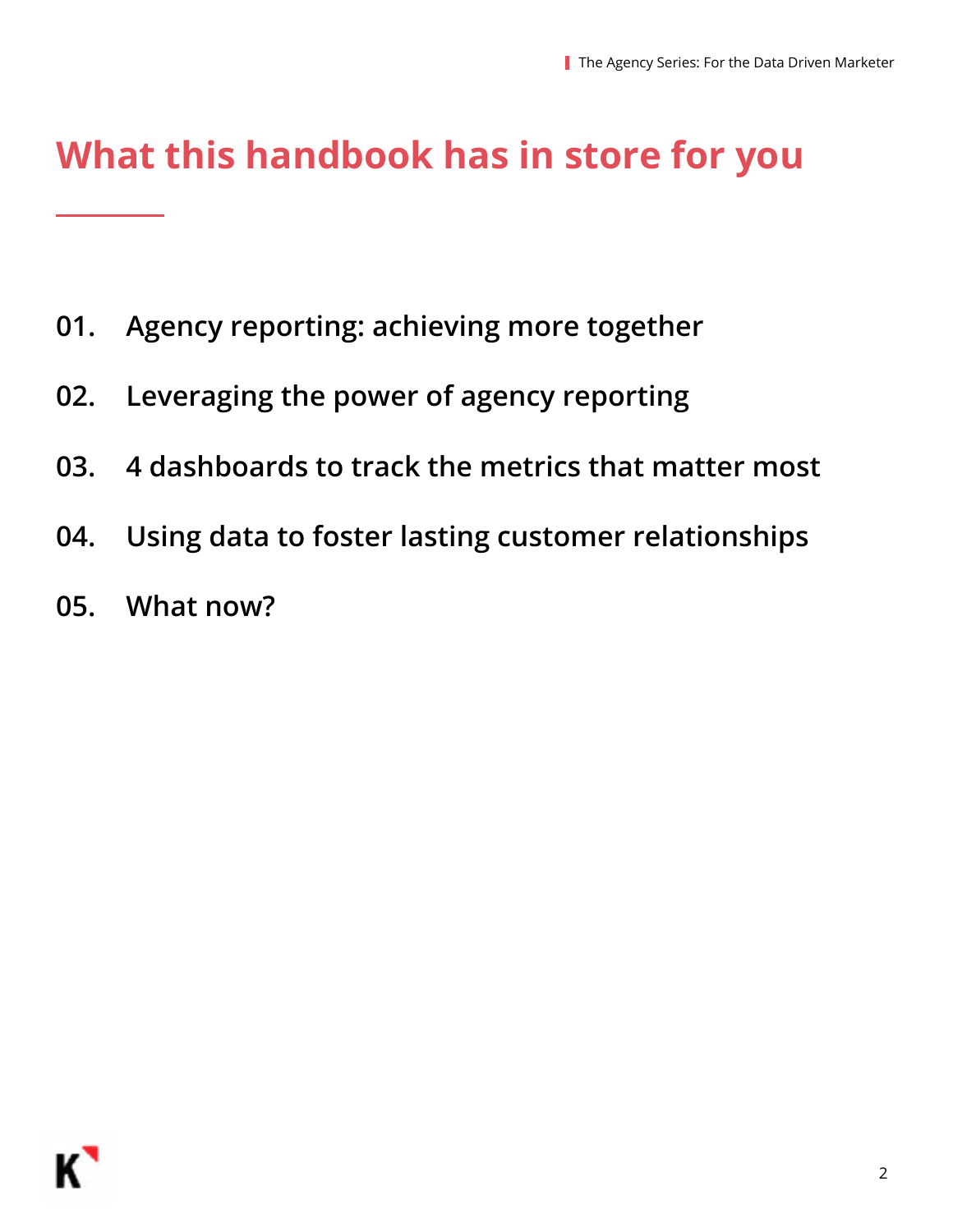# What this handbook has in store for you

01. Agency reporting: achieving more together

02. Leveraging the power of agency reporting

03. 4 dashboards to track the metrics that matter most

04. Using data to foster lasting customer relationships

05. What now?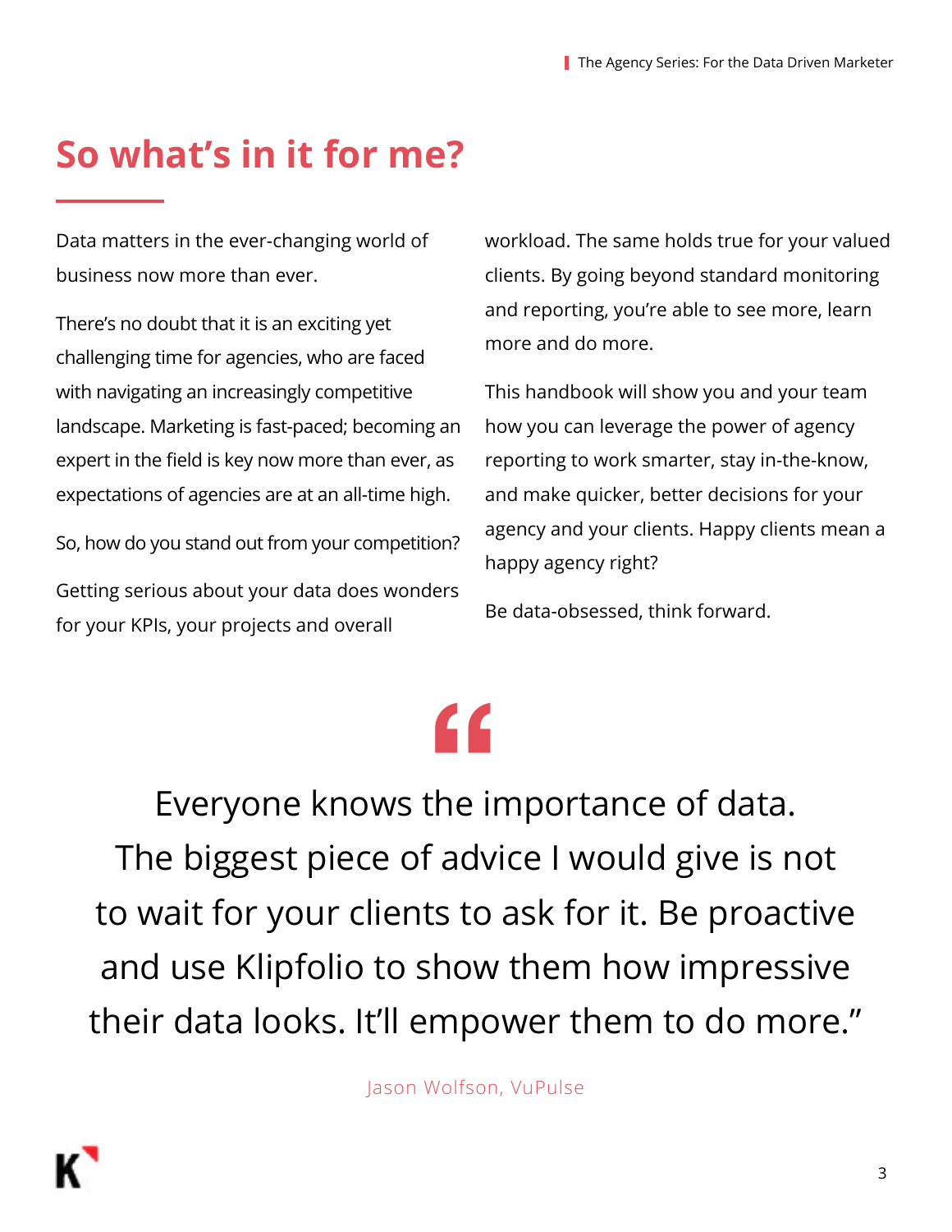# So what's in it for me?

Data matters in the ever-changing world of business now more than ever.

There's no doubt that it is an exciting yet challenging time for agencies, who are faced with navigating an increasingly competitive landscape. Marketing is fast-paced; becoming an expert in the field is key now more than ever, as expectations of agencies are at an all-time high.

So, how do you stand out from your competition?

Getting serious about your data does wonders for your KPIs, your projects and overall workload. The same holds true for your valued clients. By going beyond standard monitoring and reporting, you're able to see more, learn more and do more.

This handbook will show you and your team how you can leverage the power of agency reporting to work smarter, stay in-the-know, and make quicker, better decisions for your agency and your clients. Happy clients mean a happy agency right?

Be data-obsessed, think forward.

> "Everyone knows the importance of data. The biggest piece of advice I would give is not to wait for your clients to ask for it. Be proactive and use Klipfolio to show them how impressive their data looks. It'll empower them to do more."
>
> Jason Wolfson, VuPulse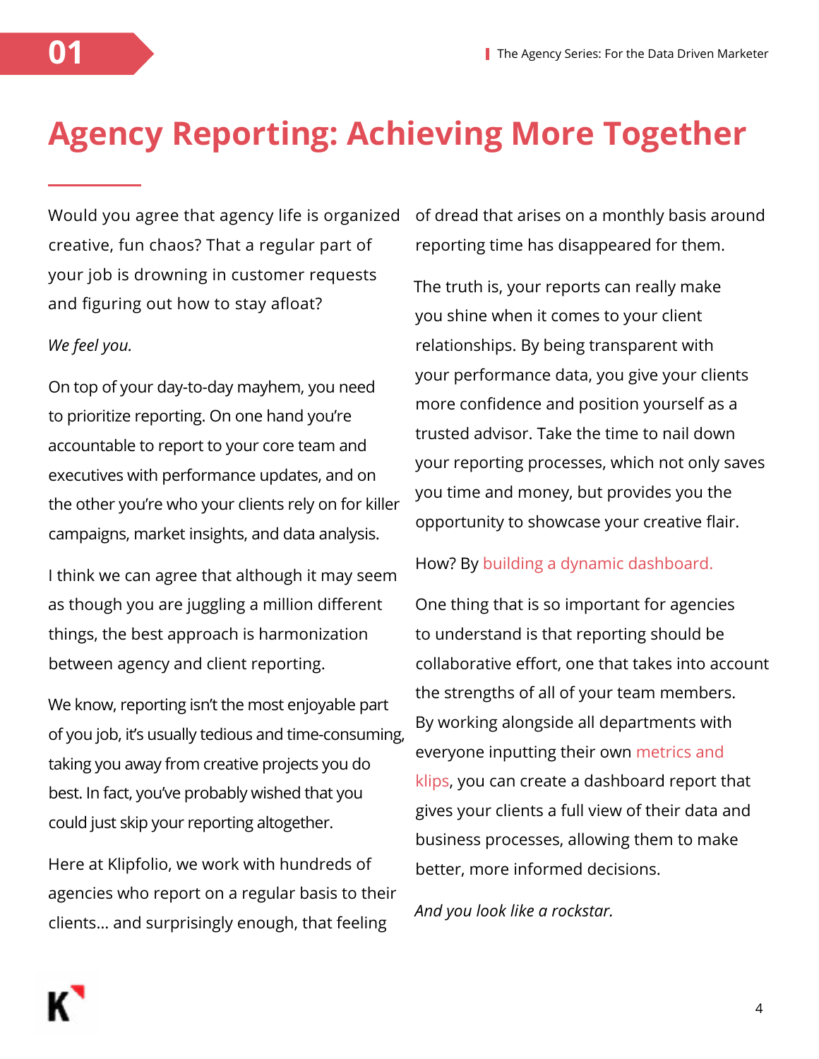01

# Agency Reporting: Achieving More Together

Would you agree that agency life is organized creative, fun chaos? That a regular part of your job is drowning in customer requests and figuring out how to stay afloat?

*We feel you.*

On top of your day-to-day mayhem, you need to prioritize reporting. On one hand you're accountable to report to your core team and executives with performance updates, and on the other you're who your clients rely on for killer campaigns, market insights, and data analysis.

I think we can agree that although it may seem as though you are juggling a million different things, the best approach is harmonization between agency and client reporting.

We know, reporting isn't the most enjoyable part of you job, it's usually tedious and time-consuming, taking you away from creative projects you do best. In fact, you've probably wished that you could just skip your reporting altogether.

Here at Klipfolio, we work with hundreds of agencies who report on a regular basis to their clients... and surprisingly enough, that feeling of dread that arises on a monthly basis around reporting time has disappeared for them.

The truth is, your reports can really make you shine when it comes to your client relationships. By being transparent with your performance data, you give your clients more confidence and position yourself as a trusted advisor. Take the time to nail down your reporting processes, which not only saves you time and money, but provides you the opportunity to showcase your creative flair.

How? By building a dynamic dashboard.

One thing that is so important for agencies to understand is that reporting should be collaborative effort, one that takes into account the strengths of all of your team members. By working alongside all departments with everyone inputting their own metrics and klips, you can create a dashboard report that gives your clients a full view of their data and business processes, allowing them to make better, more informed decisions.

*And you look like a rockstar.*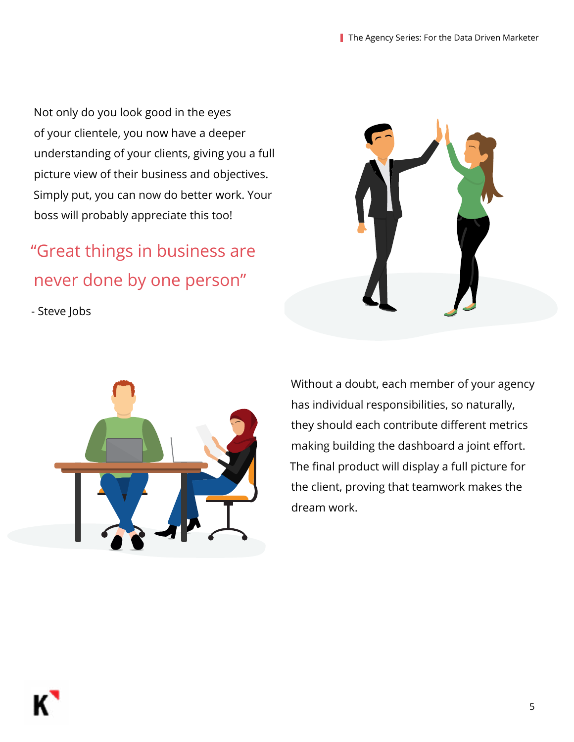Not only do you look good in the eyes of your clientele, you now have a deeper understanding of your clients, giving you a full picture view of their business and objectives. Simply put, you can now do better work. Your boss will probably appreciate this too!

> "Great things in business are never done by one person"
>
> - Steve Jobs

Without a doubt, each member of your agency has individual responsibilities, so naturally, they should each contribute different metrics making building the dashboard a joint effort. The final product will display a full picture for the client, proving that teamwork makes the dream work.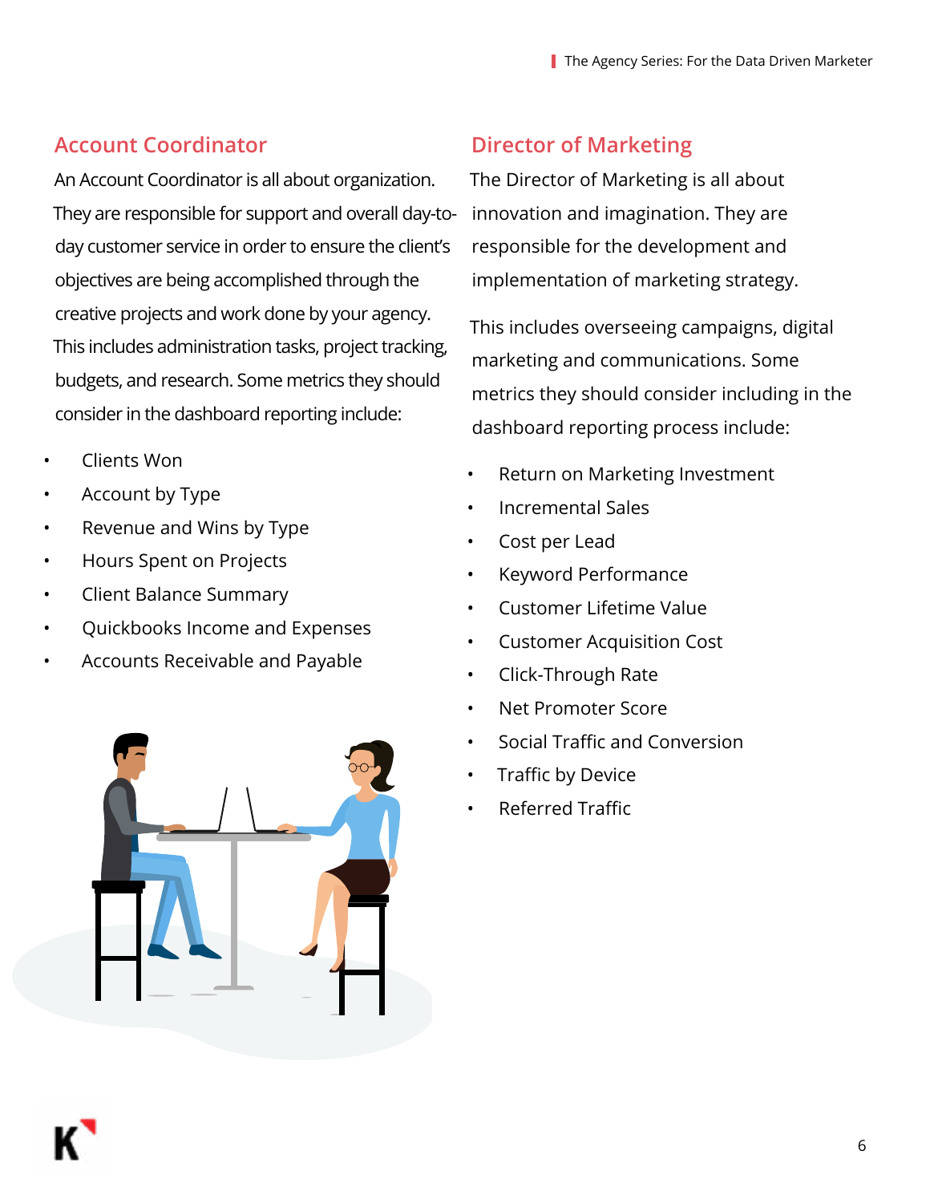## Account Coordinator

An Account Coordinator is all about organization. They are responsible for support and overall day-to-day customer service in order to ensure the client's objectives are being accomplished through the creative projects and work done by your agency. This includes administration tasks, project tracking, budgets, and research. Some metrics they should consider in the dashboard reporting include:

- Clients Won
- Account by Type
- Revenue and Wins by Type
- Hours Spent on Projects
- Client Balance Summary
- Quickbooks Income and Expenses
- Accounts Receivable and Payable

## Director of Marketing

The Director of Marketing is all about innovation and imagination. They are responsible for the development and implementation of marketing strategy.

This includes overseeing campaigns, digital marketing and communications. Some metrics they should consider including in the dashboard reporting process include:

- Return on Marketing Investment
- Incremental Sales
- Cost per Lead
- Keyword Performance
- Customer Lifetime Value
- Customer Acquisition Cost
- Click-Through Rate
- Net Promoter Score
- Social Traffic and Conversion
- Traffic by Device
- Referred Traffic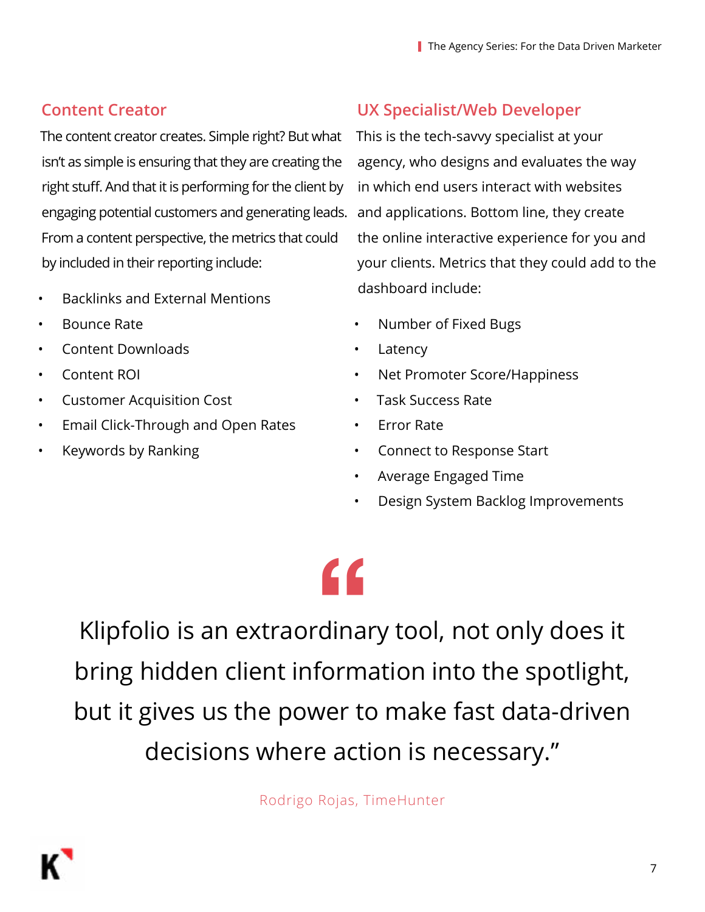## Content Creator

The content creator creates. Simple right? But what isn't as simple is ensuring that they are creating the right stuff. And that it is performing for the client by engaging potential customers and generating leads. From a content perspective, the metrics that could by included in their reporting include:

- Backlinks and External Mentions
- Bounce Rate
- Content Downloads
- Content ROI
- Customer Acquisition Cost
- Email Click-Through and Open Rates
- Keywords by Ranking

## UX Specialist/Web Developer

This is the tech-savvy specialist at your agency, who designs and evaluates the way in which end users interact with websites and applications. Bottom line, they create the online interactive experience for you and your clients. Metrics that they could add to the dashboard include:

- Number of Fixed Bugs
- Latency
- Net Promoter Score/Happiness
- Task Success Rate
- Error Rate
- Connect to Response Start
- Average Engaged Time
- Design System Backlog Improvements

> "Klipfolio is an extraordinary tool, not only does it bring hidden client information into the spotlight, but it gives us the power to make fast data-driven decisions where action is necessary."
>
> Rodrigo Rojas, TimeHunter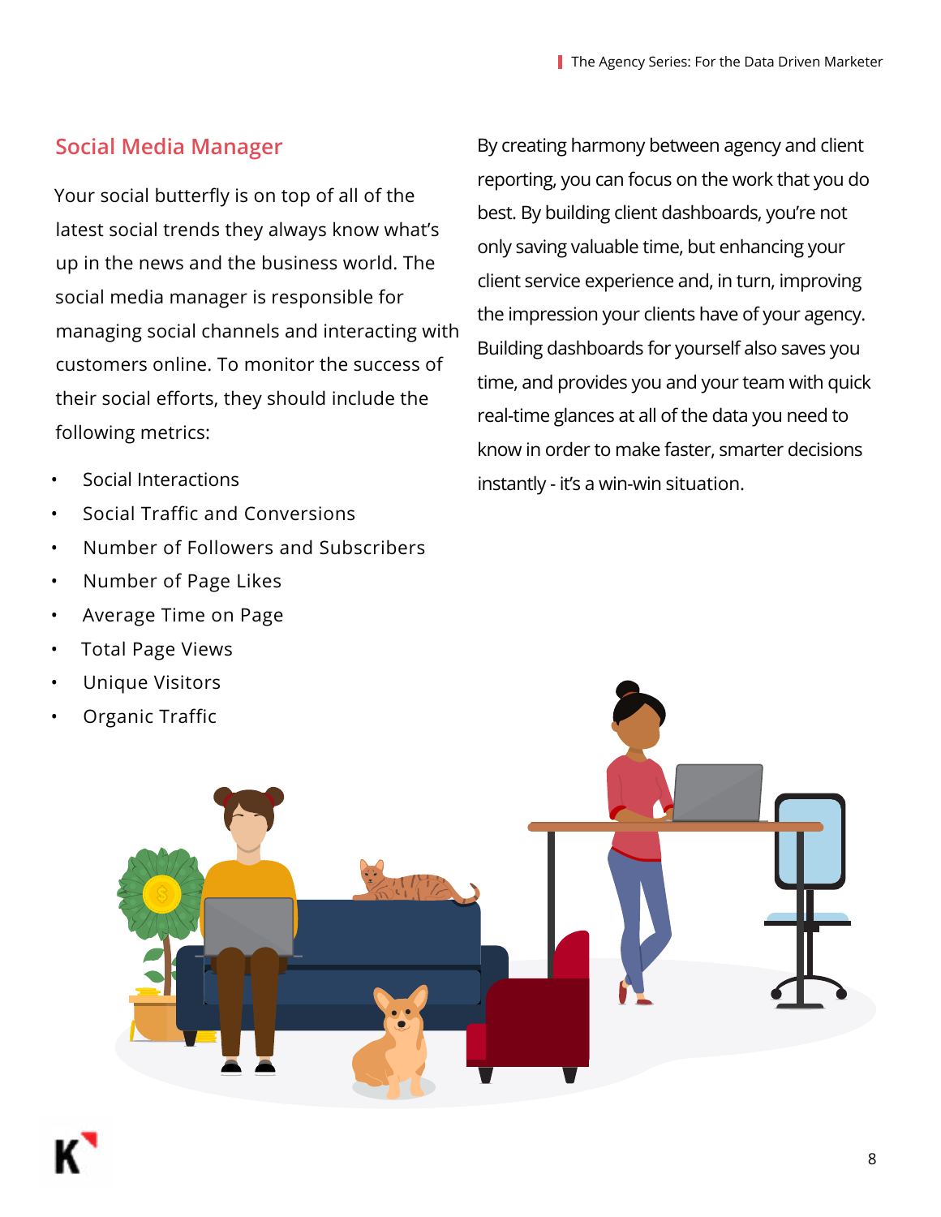## Social Media Manager

Your social butterfly is on top of all of the latest social trends they always know what's up in the news and the business world. The social media manager is responsible for managing social channels and interacting with customers online. To monitor the success of their social efforts, they should include the following metrics:

- Social Interactions
- Social Traffic and Conversions
- Number of Followers and Subscribers
- Number of Page Likes
- Average Time on Page
- Total Page Views
- Unique Visitors
- Organic Traffic

By creating harmony between agency and client reporting, you can focus on the work that you do best. By building client dashboards, you're not only saving valuable time, but enhancing your client service experience and, in turn, improving the impression your clients have of your agency. Building dashboards for yourself also saves you time, and provides you and your team with quick real-time glances at all of the data you need to know in order to make faster, smarter decisions instantly - it's a win-win situation.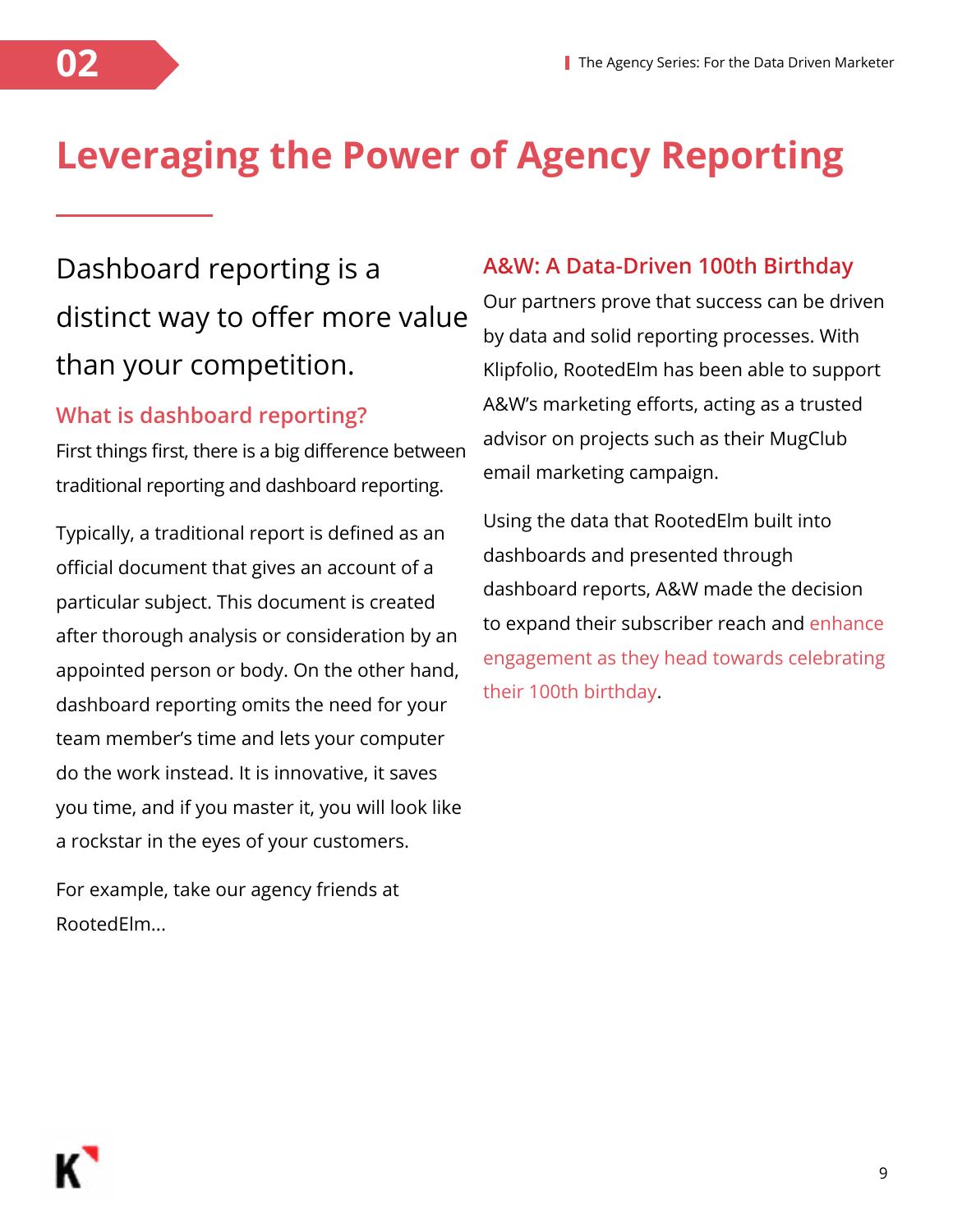# Leveraging the Power of Agency Reporting

Dashboard reporting is a distinct way to offer more value than your competition.

### What is dashboard reporting?

First things first, there is a big difference between traditional reporting and dashboard reporting.

Typically, a traditional report is defined as an official document that gives an account of a particular subject. This document is created after thorough analysis or consideration by an appointed person or body. On the other hand, dashboard reporting omits the need for your team member's time and lets your computer do the work instead. It is innovative, it saves you time, and if you master it, you will look like a rockstar in the eyes of your customers.

For example, take our agency friends at RootedElm...

### A&W: A Data-Driven 100th Birthday

Our partners prove that success can be driven by data and solid reporting processes. With Klipfolio, RootedElm has been able to support A&W's marketing efforts, acting as a trusted advisor on projects such as their MugClub email marketing campaign.

Using the data that RootedElm built into dashboards and presented through dashboard reports, A&W made the decision to expand their subscriber reach and enhance engagement as they head towards celebrating their 100th birthday.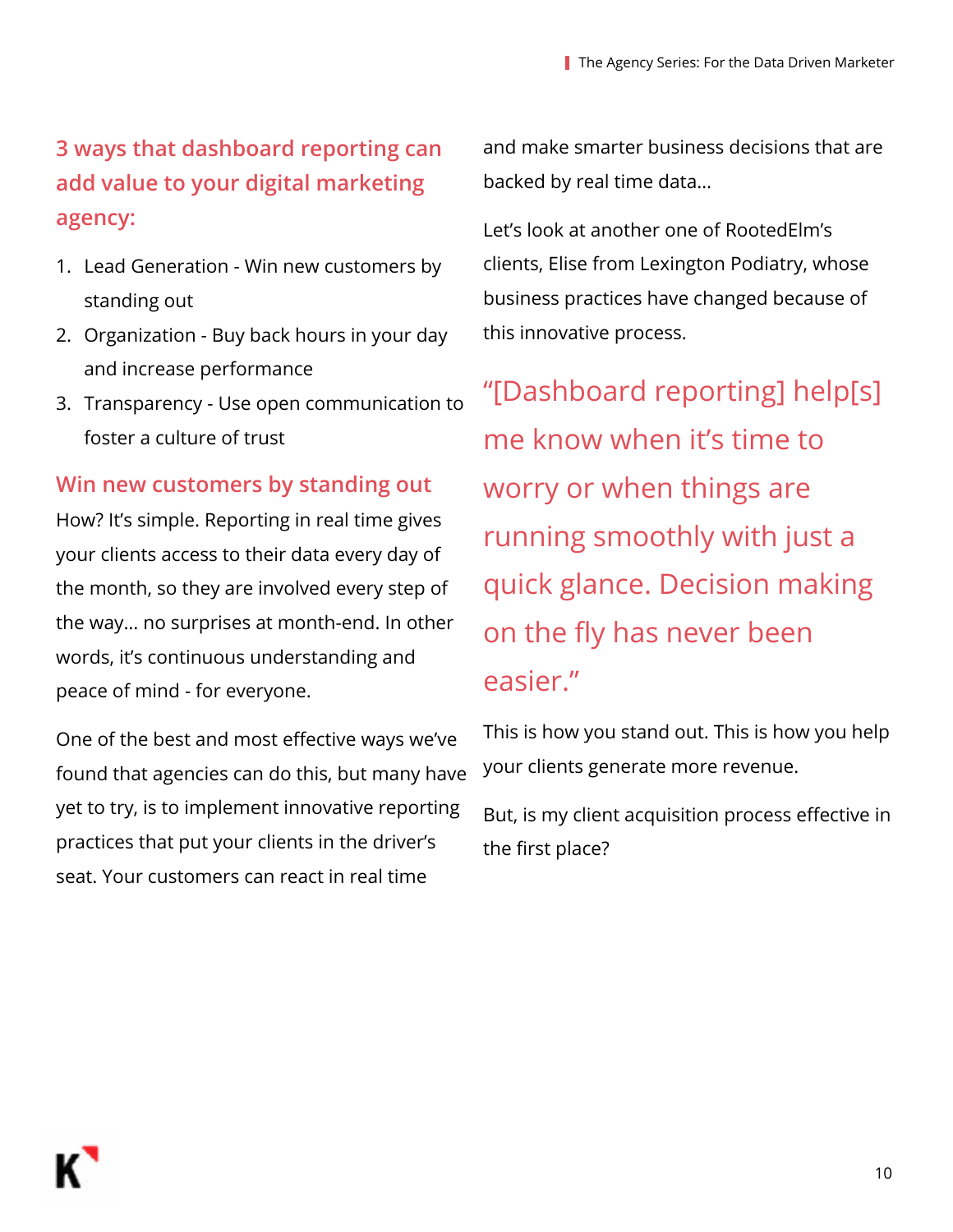## 3 ways that dashboard reporting can add value to your digital marketing agency:

1. Lead Generation - Win new customers by standing out
2. Organization - Buy back hours in your day and increase performance
3. Transparency - Use open communication to foster a culture of trust

### Win new customers by standing out

How? It's simple. Reporting in real time gives your clients access to their data every day of the month, so they are involved every step of the way... no surprises at month-end. In other words, it's continuous understanding and peace of mind - for everyone.

One of the best and most effective ways we've found that agencies can do this, but many have yet to try, is to implement innovative reporting practices that put your clients in the driver's seat. Your customers can react in real time and make smarter business decisions that are backed by real time data...

Let's look at another one of RootedElm's clients, Elise from Lexington Podiatry, whose business practices have changed because of this innovative process.

> "[Dashboard reporting] help[s] me know when it's time to worry or when things are running smoothly with just a quick glance. Decision making on the fly has never been easier."

This is how you stand out. This is how you help your clients generate more revenue.

But, is my client acquisition process effective in the first place?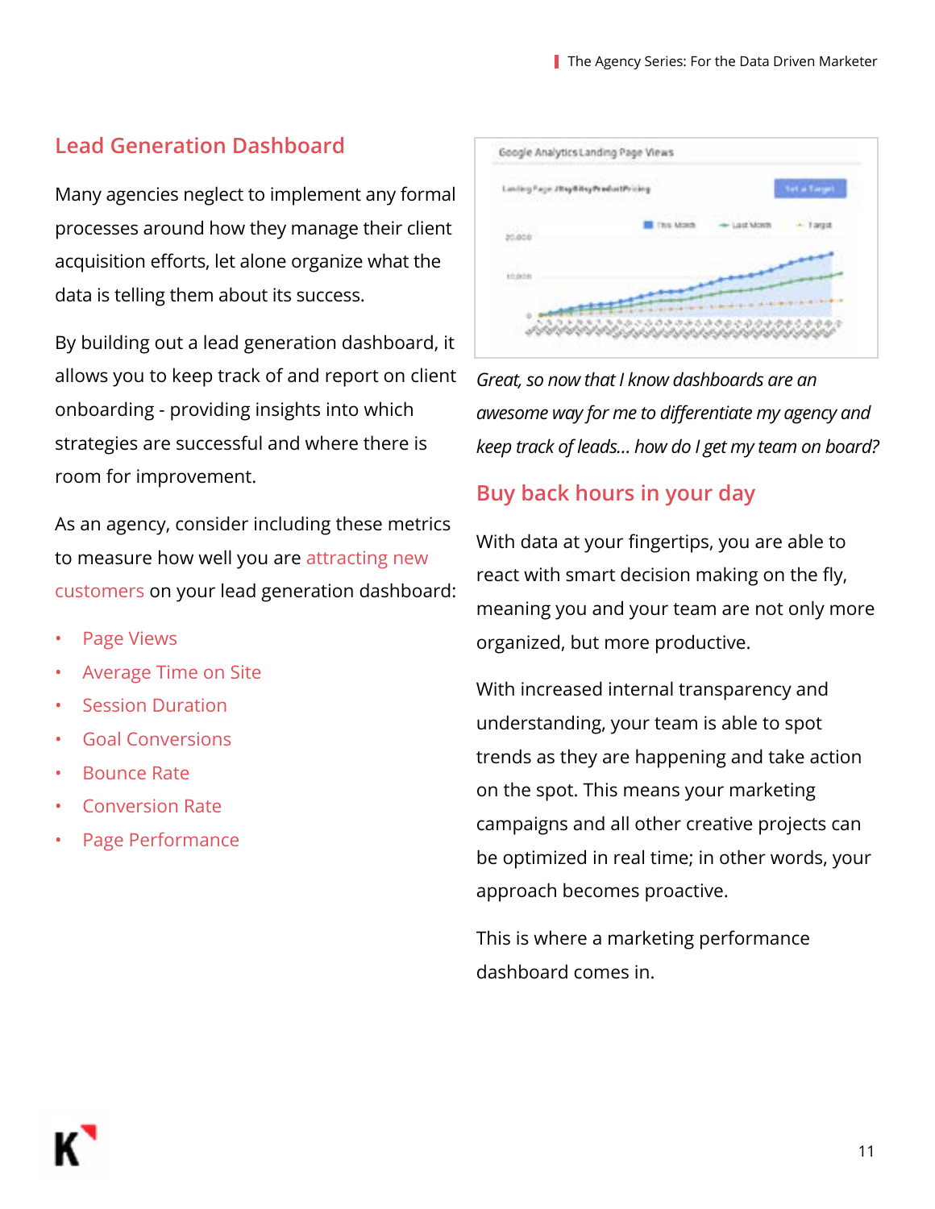## Lead Generation Dashboard

Many agencies neglect to implement any formal processes around how they manage their client acquisition efforts, let alone organize what the data is telling them about its success.

By building out a lead generation dashboard, it allows you to keep track of and report on client onboarding - providing insights into which strategies are successful and where there is room for improvement.

As an agency, consider including these metrics to measure how well you are attracting new customers on your lead generation dashboard:

- Page Views
- Average Time on Site
- Session Duration
- Goal Conversions
- Bounce Rate
- Conversion Rate
- Page Performance

*Great, so now that I know dashboards are an awesome way for me to differentiate my agency and keep track of leads... how do I get my team on board?*

## Buy back hours in your day

With data at your fingertips, you are able to react with smart decision making on the fly, meaning you and your team are not only more organized, but more productive.

With increased internal transparency and understanding, your team is able to spot trends as they are happening and take action on the spot. This means your marketing campaigns and all other creative projects can be optimized in real time; in other words, your approach becomes proactive.

This is where a marketing performance dashboard comes in.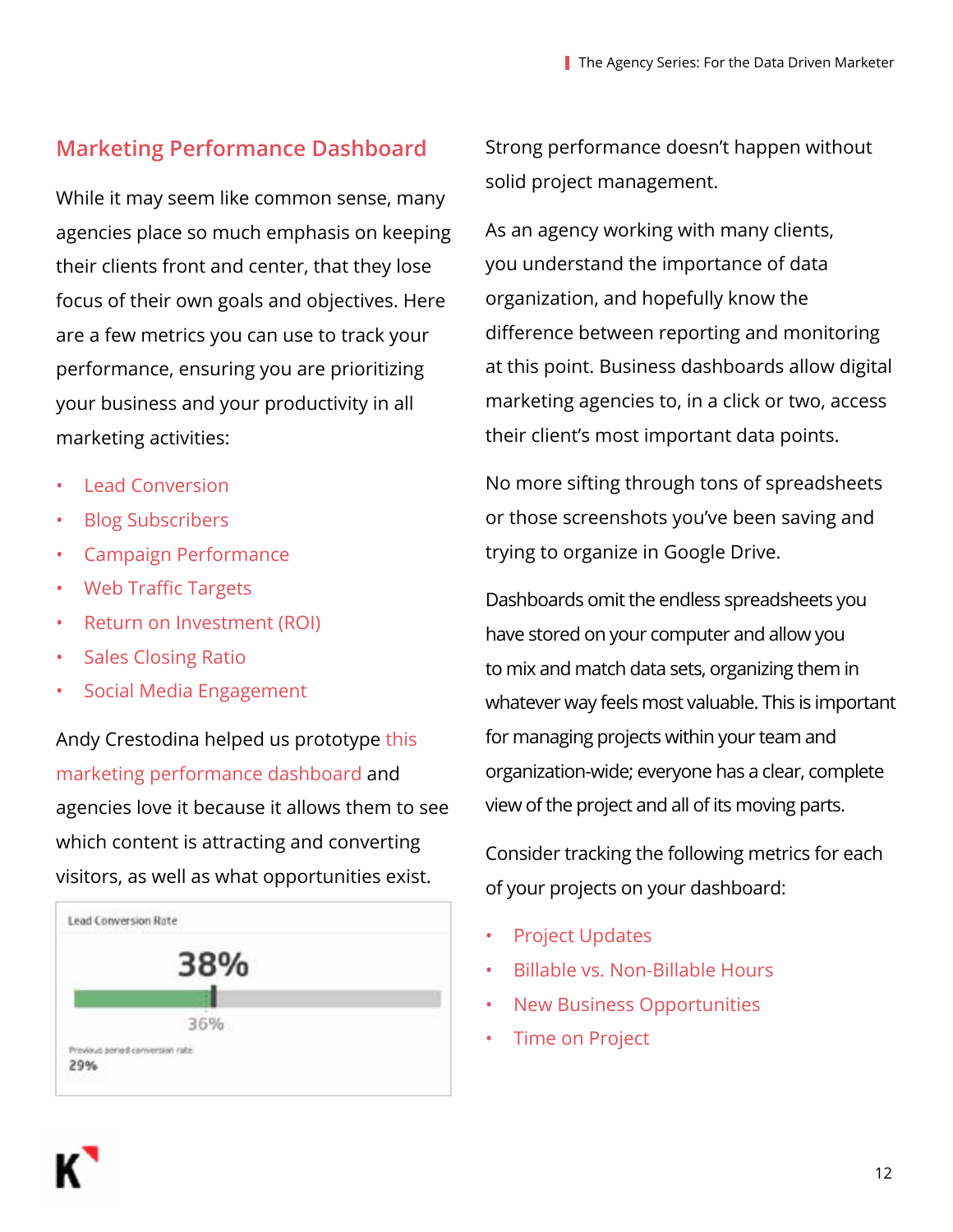## Marketing Performance Dashboard

While it may seem like common sense, many agencies place so much emphasis on keeping their clients front and center, that they lose focus of their own goals and objectives. Here are a few metrics you can use to track your performance, ensuring you are prioritizing your business and your productivity in all marketing activities:

- Lead Conversion
- Blog Subscribers
- Campaign Performance
- Web Traffic Targets
- Return on Investment (ROI)
- Sales Closing Ratio
- Social Media Engagement

Andy Crestodina helped us prototype this marketing performance dashboard and agencies love it because it allows them to see which content is attracting and converting visitors, as well as what opportunities exist.

Lead Conversion Rate

38%

36%

Previous period conversion rate

29%

Strong performance doesn't happen without solid project management.

As an agency working with many clients, you understand the importance of data organization, and hopefully know the difference between reporting and monitoring at this point. Business dashboards allow digital marketing agencies to, in a click or two, access their client's most important data points.

No more sifting through tons of spreadsheets or those screenshots you've been saving and trying to organize in Google Drive.

Dashboards omit the endless spreadsheets you have stored on your computer and allow you to mix and match data sets, organizing them in whatever way feels most valuable. This is important for managing projects within your team and organization-wide; everyone has a clear, complete view of the project and all of its moving parts.

Consider tracking the following metrics for each of your projects on your dashboard:

- Project Updates
- Billable vs. Non-Billable Hours
- New Business Opportunities
- Time on Project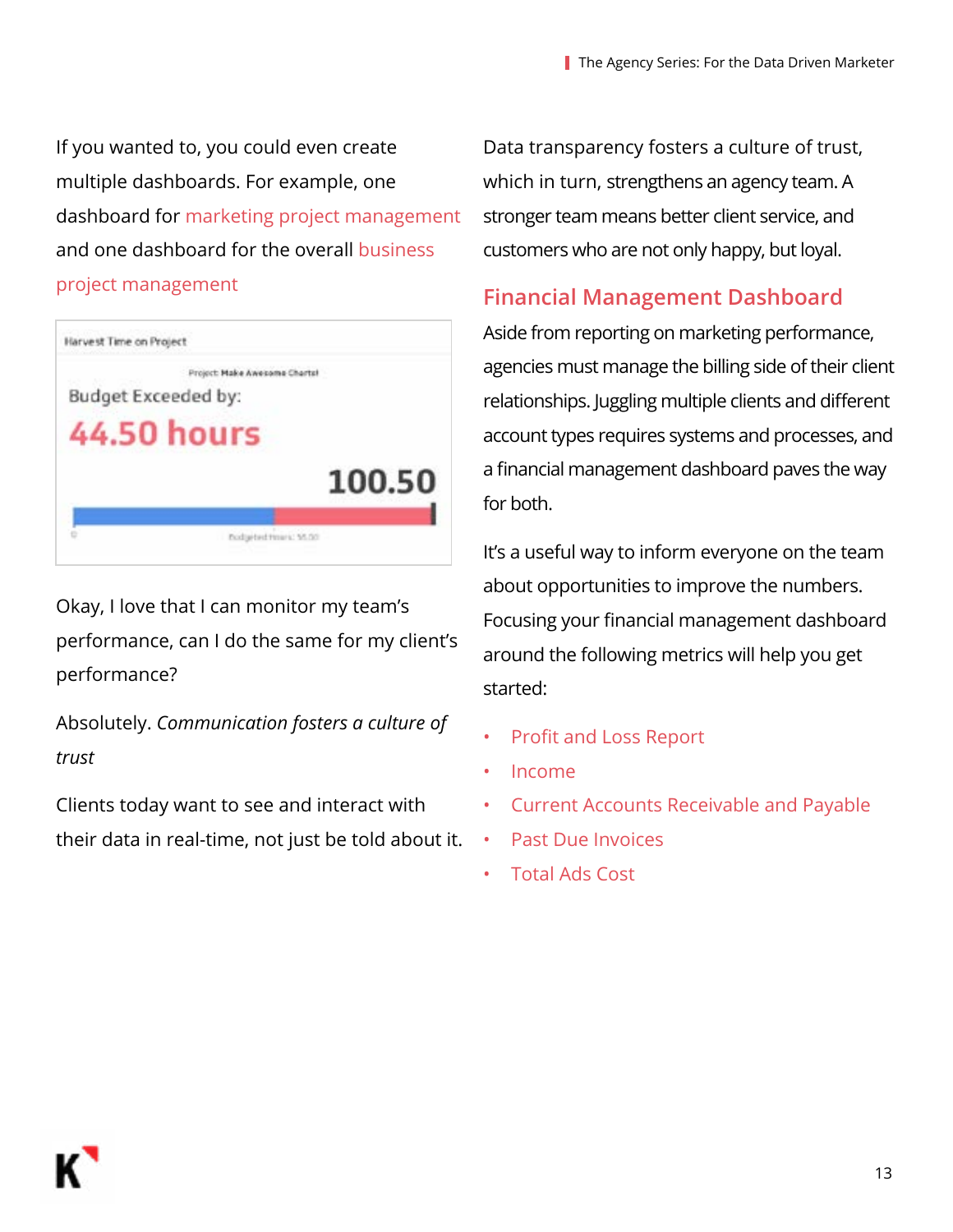If you wanted to, you could even create multiple dashboards. For example, one dashboard for marketing project management and one dashboard for the overall business project management

Harvest Time on Project

Project: Make Awesome Charts!

Budget Exceeded by:

44.50 hours

100.50

Budgeted Hours: 56.00

Okay, I love that I can monitor my team's performance, can I do the same for my client's performance?

Absolutely. *Communication fosters a culture of trust*

Clients today want to see and interact with their data in real-time, not just be told about it. Data transparency fosters a culture of trust, which in turn, strengthens an agency team. A stronger team means better client service, and customers who are not only happy, but loyal.

## Financial Management Dashboard

Aside from reporting on marketing performance, agencies must manage the billing side of their client relationships. Juggling multiple clients and different account types requires systems and processes, and a financial management dashboard paves the way for both.

It's a useful way to inform everyone on the team about opportunities to improve the numbers. Focusing your financial management dashboard around the following metrics will help you get started:

- Profit and Loss Report
- Income
- Current Accounts Receivable and Payable
- Past Due Invoices
- Total Ads Cost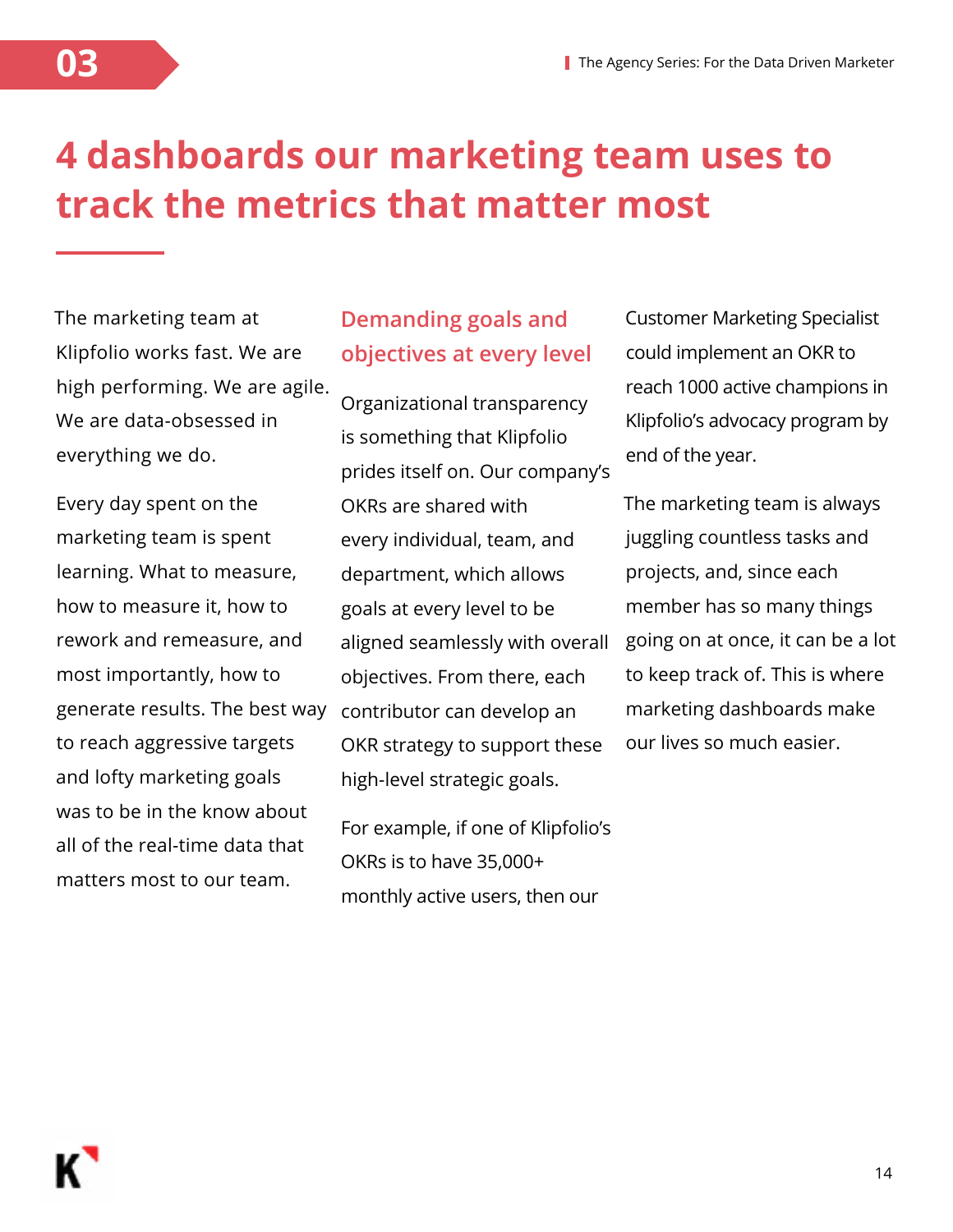# 4 dashboards our marketing team uses to track the metrics that matter most

The marketing team at Klipfolio works fast. We are high performing. We are agile. We are data-obsessed in everything we do.

Every day spent on the marketing team is spent learning. What to measure, how to measure it, how to rework and remeasure, and most importantly, how to generate results. The best way to reach aggressive targets and lofty marketing goals was to be in the know about all of the real-time data that matters most to our team.

## Demanding goals and objectives at every level

Organizational transparency is something that Klipfolio prides itself on. Our company's OKRs are shared with every individual, team, and department, which allows goals at every level to be aligned seamlessly with overall objectives. From there, each contributor can develop an OKR strategy to support these high-level strategic goals.

For example, if one of Klipfolio's OKRs is to have 35,000+ monthly active users, then our Customer Marketing Specialist could implement an OKR to reach 1000 active champions in Klipfolio's advocacy program by end of the year.

The marketing team is always juggling countless tasks and projects, and, since each member has so many things going on at once, it can be a lot to keep track of. This is where marketing dashboards make our lives so much easier.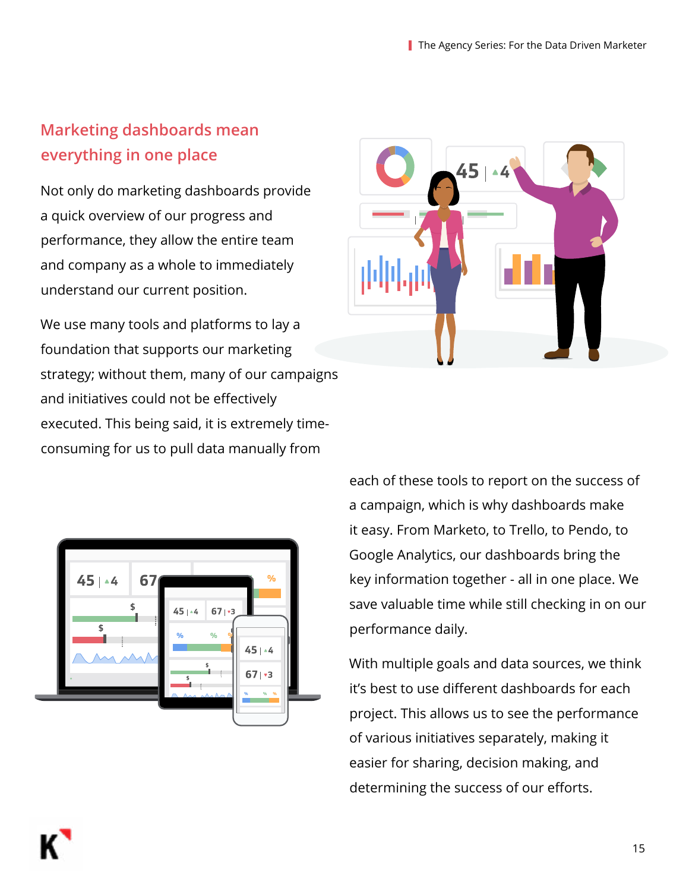## Marketing dashboards mean everything in one place

Not only do marketing dashboards provide a quick overview of our progress and performance, they allow the entire team and company as a whole to immediately understand our current position.

We use many tools and platforms to lay a foundation that supports our marketing strategy; without them, many of our campaigns and initiatives could not be effectively executed. This being said, it is extremely time-consuming for us to pull data manually from each of these tools to report on the success of a campaign, which is why dashboards make it easy. From Marketo, to Trello, to Pendo, to Google Analytics, our dashboards bring the key information together - all in one place. We save valuable time while still checking in on our performance daily.

With multiple goals and data sources, we think it's best to use different dashboards for each project. This allows us to see the performance of various initiatives separately, making it easier for sharing, decision making, and determining the success of our efforts.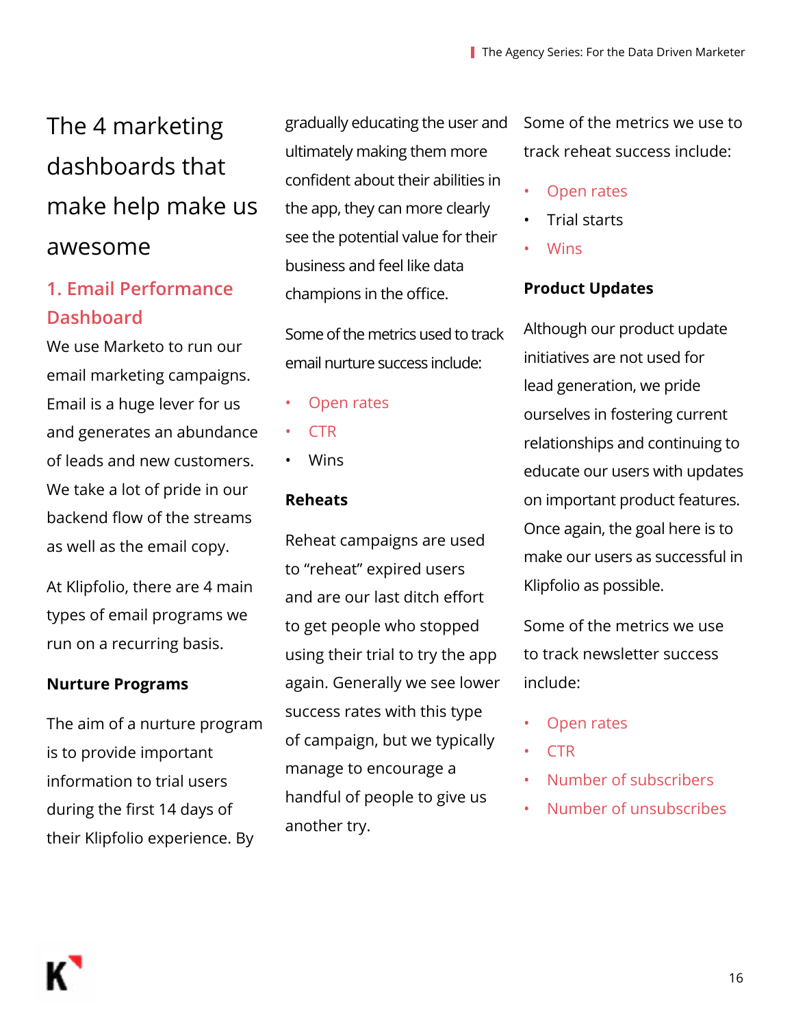# The 4 marketing dashboards that make help make us awesome

## 1. Email Performance Dashboard

We use Marketo to run our email marketing campaigns. Email is a huge lever for us and generates an abundance of leads and new customers. We take a lot of pride in our backend flow of the streams as well as the email copy.

At Klipfolio, there are 4 main types of email programs we run on a recurring basis.

**Nurture Programs**

The aim of a nurture program is to provide important information to trial users during the first 14 days of their Klipfolio experience. By gradually educating the user and ultimately making them more confident about their abilities in the app, they can more clearly see the potential value for their business and feel like data champions in the office.

Some of the metrics used to track email nurture success include:

- Open rates
- CTR
- Wins

**Reheats**

Reheat campaigns are used to "reheat" expired users and are our last ditch effort to get people who stopped using their trial to try the app again. Generally we see lower success rates with this type of campaign, but we typically manage to encourage a handful of people to give us another try.

Some of the metrics we use to track reheat success include:

- Open rates
- Trial starts
- Wins

**Product Updates**

Although our product update initiatives are not used for lead generation, we pride ourselves in fostering current relationships and continuing to educate our users with updates on important product features. Once again, the goal here is to make our users as successful in Klipfolio as possible.

Some of the metrics we use to track newsletter success include:

- Open rates
- CTR
- Number of subscribers
- Number of unsubscribes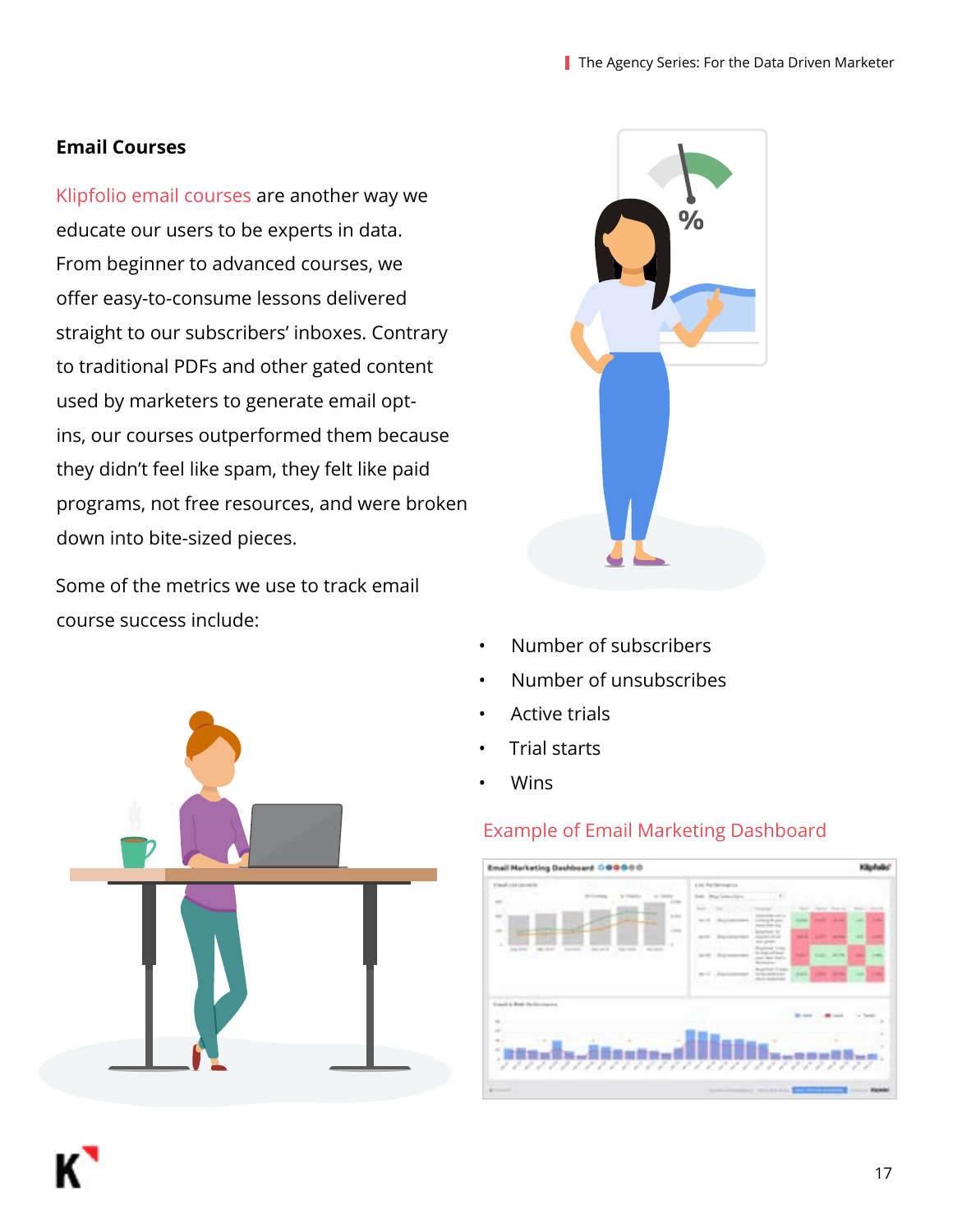## Email Courses

Klipfolio email courses are another way we educate our users to be experts in data. From beginner to advanced courses, we offer easy-to-consume lessons delivered straight to our subscribers' inboxes. Contrary to traditional PDFs and other gated content used by marketers to generate email opt-ins, our courses outperformed them because they didn't feel like spam, they felt like paid programs, not free resources, and were broken down into bite-sized pieces.

Some of the metrics we use to track email course success include:

- Number of subscribers
- Number of unsubscribes
- Active trials
- Trial starts
- Wins

Example of Email Marketing Dashboard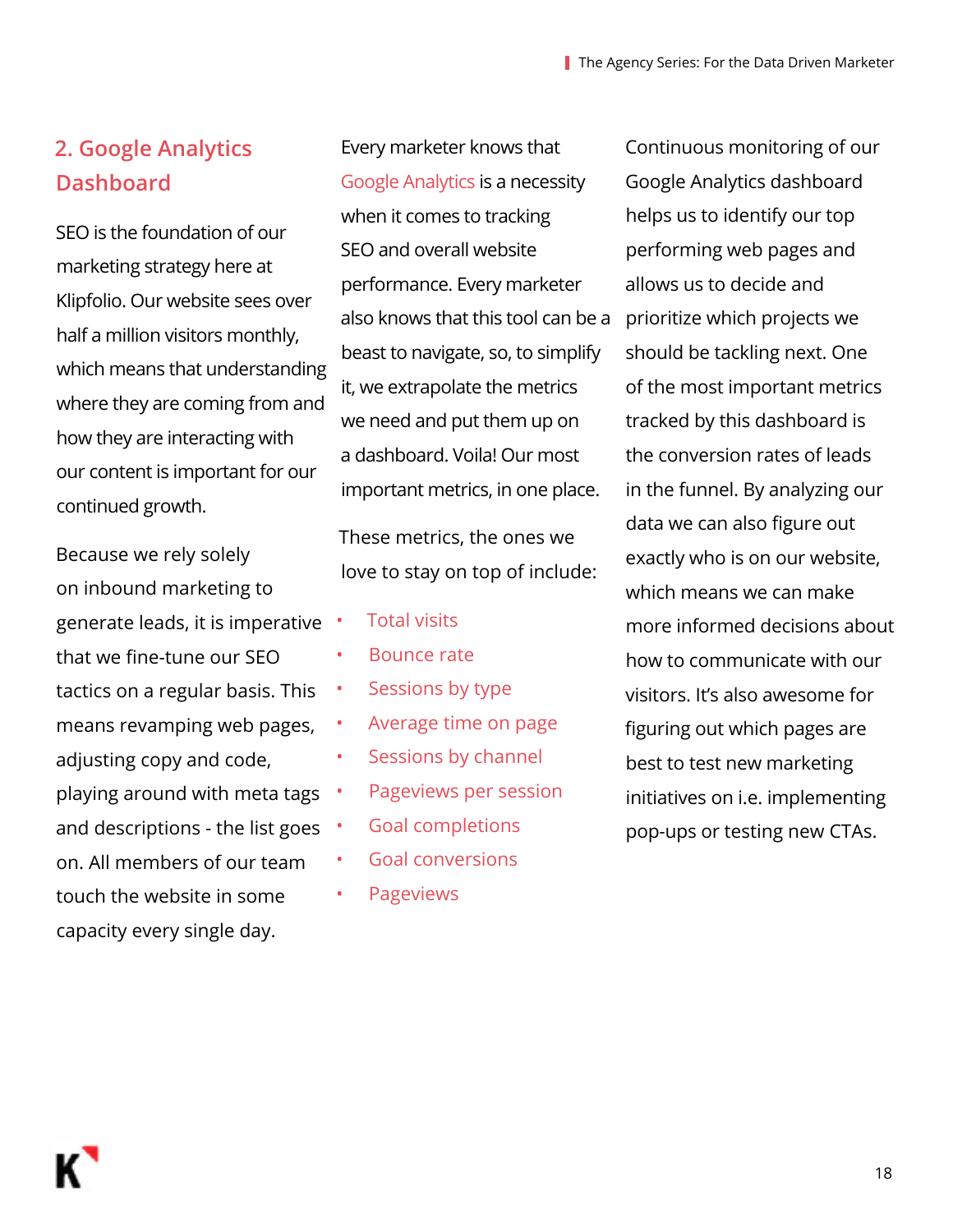## 2. Google Analytics Dashboard

SEO is the foundation of our marketing strategy here at Klipfolio. Our website sees over half a million visitors monthly, which means that understanding where they are coming from and how they are interacting with our content is important for our continued growth.

Because we rely solely on inbound marketing to generate leads, it is imperative that we fine-tune our SEO tactics on a regular basis. This means revamping web pages, adjusting copy and code, playing around with meta tags and descriptions - the list goes on. All members of our team touch the website in some capacity every single day.

Every marketer knows that Google Analytics is a necessity when it comes to tracking SEO and overall website performance. Every marketer also knows that this tool can be a beast to navigate, so, to simplify it, we extrapolate the metrics we need and put them up on a dashboard. Voila! Our most important metrics, in one place.

These metrics, the ones we love to stay on top of include:

- Total visits
- Bounce rate
- Sessions by type
- Average time on page
- Sessions by channel
- Pageviews per session
- Goal completions
- Goal conversions
- Pageviews

Continuous monitoring of our Google Analytics dashboard helps us to identify our top performing web pages and allows us to decide and prioritize which projects we should be tackling next. One of the most important metrics tracked by this dashboard is the conversion rates of leads in the funnel. By analyzing our data we can also figure out exactly who is on our website, which means we can make more informed decisions about how to communicate with our visitors. It's also awesome for figuring out which pages are best to test new marketing initiatives on i.e. implementing pop-ups or testing new CTAs.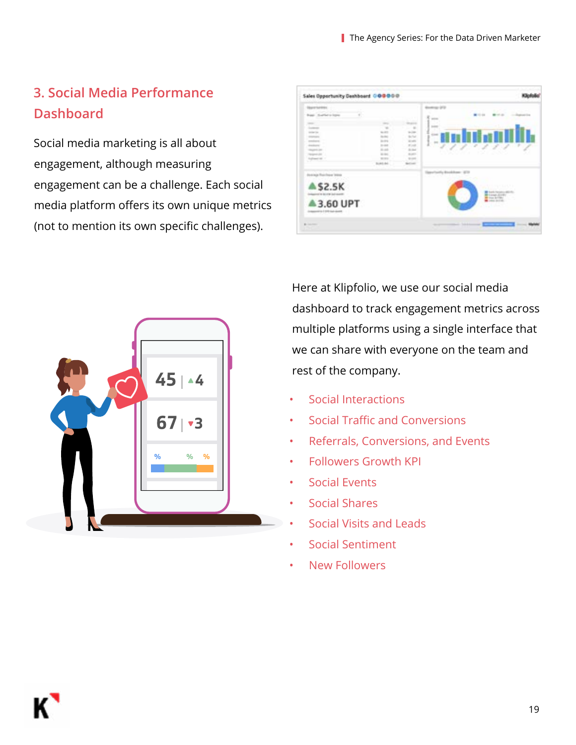## 3. Social Media Performance Dashboard

Social media marketing is all about engagement, although measuring engagement can be a challenge. Each social media platform offers its own unique metrics (not to mention its own specific challenges).

Here at Klipfolio, we use our social media dashboard to track engagement metrics across multiple platforms using a single interface that we can share with everyone on the team and rest of the company.

- Social Interactions
- Social Traffic and Conversions
- Referrals, Conversions, and Events
- Followers Growth KPI
- Social Events
- Social Shares
- Social Visits and Leads
- Social Sentiment
- New Followers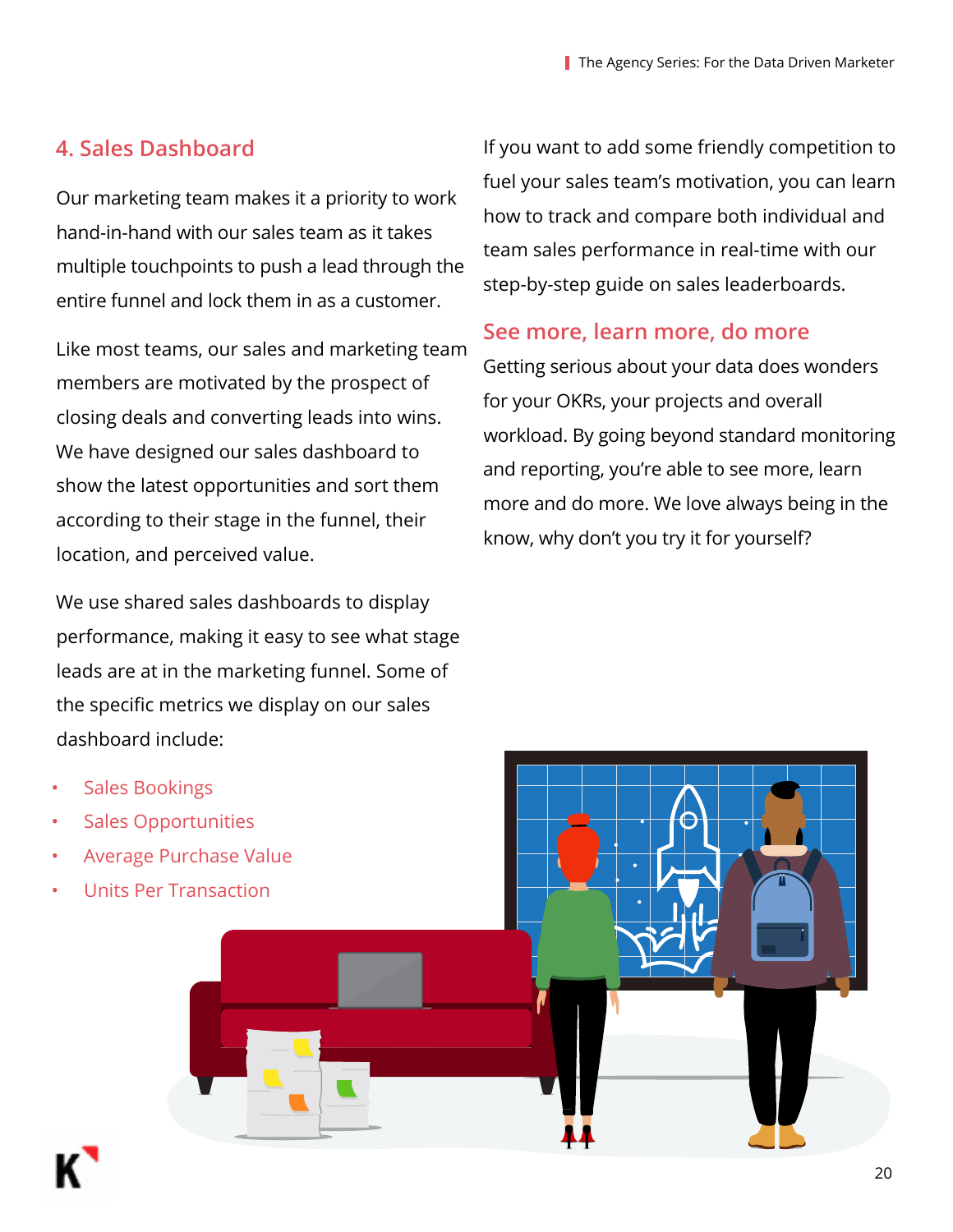## 4. Sales Dashboard

Our marketing team makes it a priority to work hand-in-hand with our sales team as it takes multiple touchpoints to push a lead through the entire funnel and lock them in as a customer.

Like most teams, our sales and marketing team members are motivated by the prospect of closing deals and converting leads into wins. We have designed our sales dashboard to show the latest opportunities and sort them according to their stage in the funnel, their location, and perceived value.

We use shared sales dashboards to display performance, making it easy to see what stage leads are at in the marketing funnel. Some of the specific metrics we display on our sales dashboard include:

- Sales Bookings
- Sales Opportunities
- Average Purchase Value
- Units Per Transaction

If you want to add some friendly competition to fuel your sales team's motivation, you can learn how to track and compare both individual and team sales performance in real-time with our step-by-step guide on sales leaderboards.

## See more, learn more, do more

Getting serious about your data does wonders for your OKRs, your projects and overall workload. By going beyond standard monitoring and reporting, you're able to see more, learn more and do more. We love always being in the know, why don't you try it for yourself?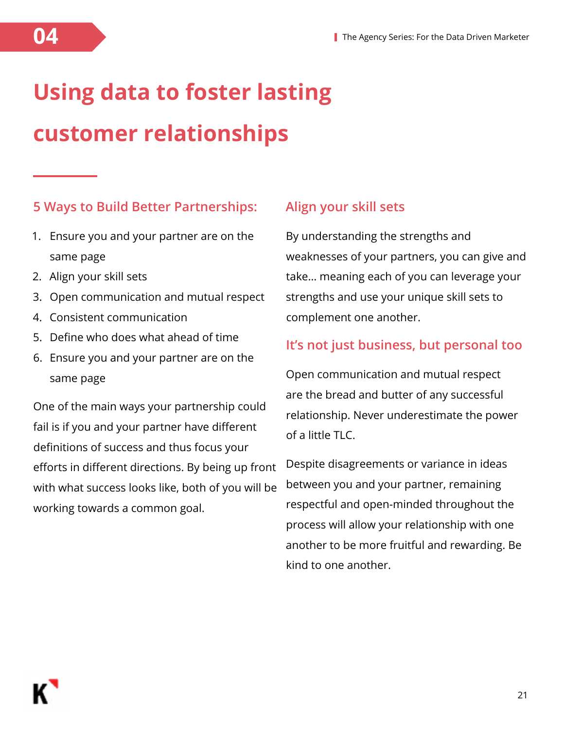# Using data to foster lasting customer relationships

## 5 Ways to Build Better Partnerships:

1. Ensure you and your partner are on the same page
2. Align your skill sets
3. Open communication and mutual respect
4. Consistent communication
5. Define who does what ahead of time
6. Ensure you and your partner are on the same page

One of the main ways your partnership could fail is if you and your partner have different definitions of success and thus focus your efforts in different directions. By being up front with what success looks like, both of you will be working towards a common goal.

## Align your skill sets

By understanding the strengths and weaknesses of your partners, you can give and take... meaning each of you can leverage your strengths and use your unique skill sets to complement one another.

## It's not just business, but personal too

Open communication and mutual respect are the bread and butter of any successful relationship. Never underestimate the power of a little TLC.

Despite disagreements or variance in ideas between you and your partner, remaining respectful and open-minded throughout the process will allow your relationship with one another to be more fruitful and rewarding. Be kind to one another.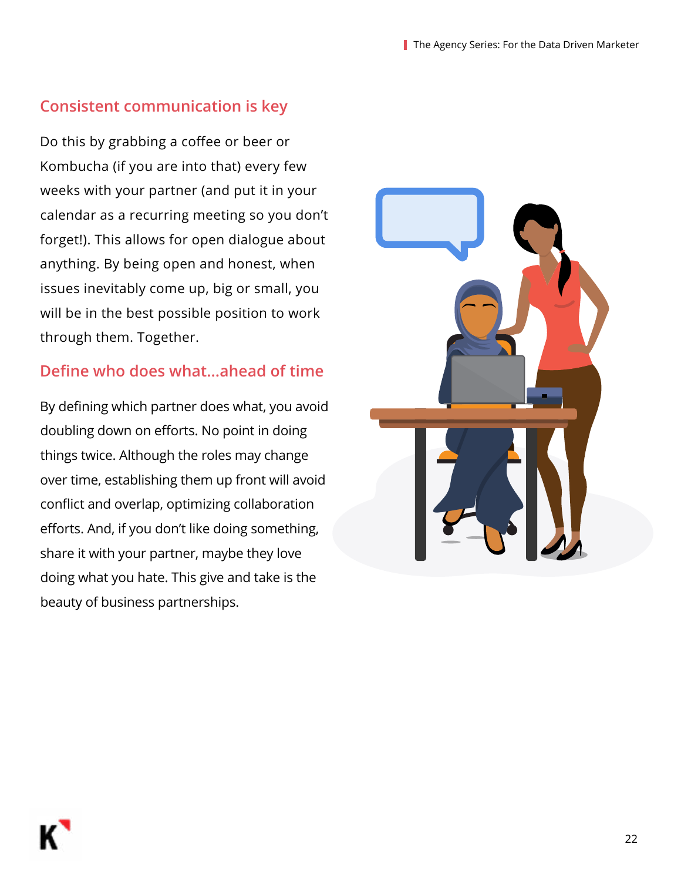## Consistent communication is key

Do this by grabbing a coffee or beer or Kombucha (if you are into that) every few weeks with your partner (and put it in your calendar as a recurring meeting so you don't forget!). This allows for open dialogue about anything. By being open and honest, when issues inevitably come up, big or small, you will be in the best possible position to work through them. Together.

## Define who does what...ahead of time

By defining which partner does what, you avoid doubling down on efforts. No point in doing things twice. Although the roles may change over time, establishing them up front will avoid conflict and overlap, optimizing collaboration efforts. And, if you don't like doing something, share it with your partner, maybe they love doing what you hate. This give and take is the beauty of business partnerships.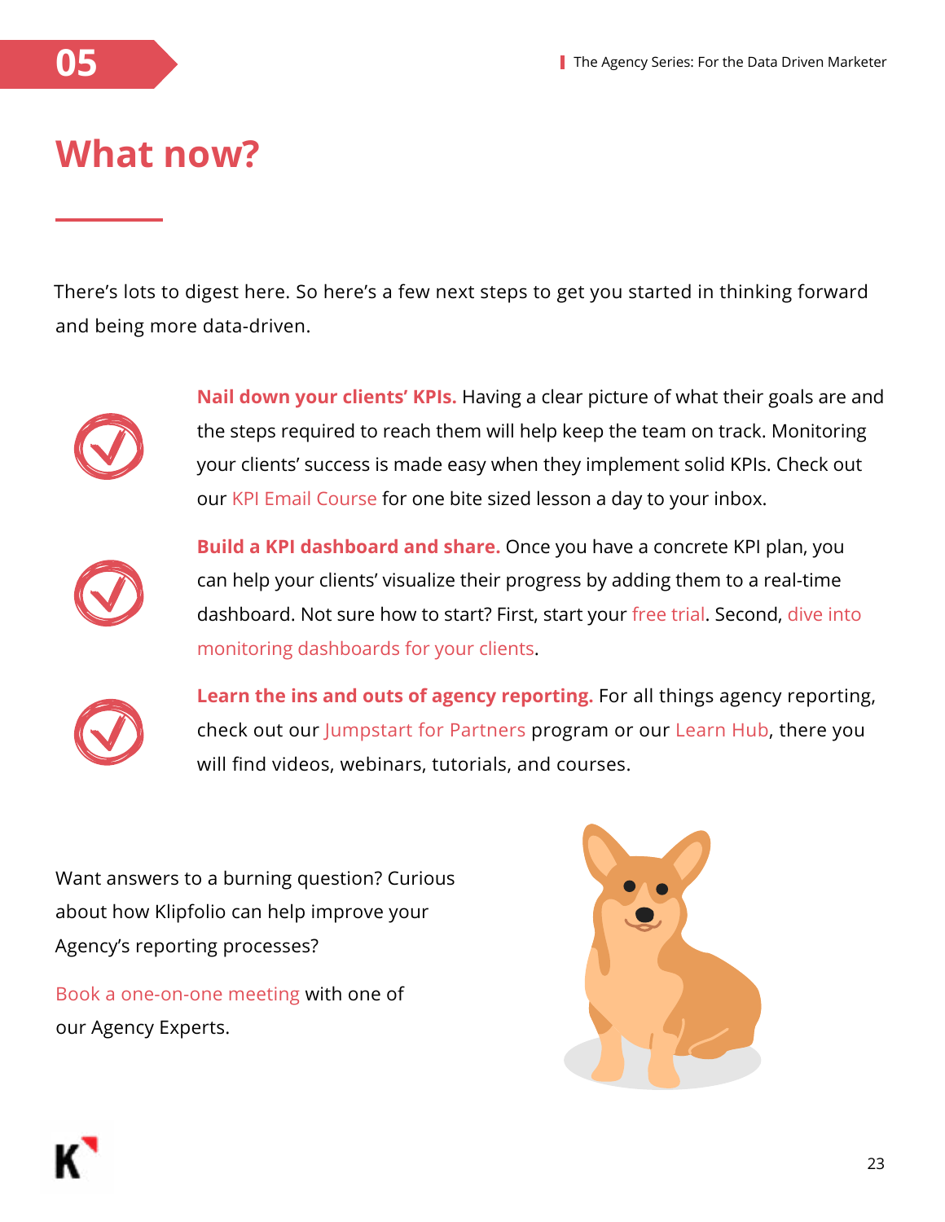## 05

# What now?

There's lots to digest here. So here's a few next steps to get you started in thinking forward and being more data-driven.

- **Nail down your clients' KPIs.** Having a clear picture of what their goals are and the steps required to reach them will help keep the team on track. Monitoring your clients' success is made easy when they implement solid KPIs. Check out our KPI Email Course for one bite sized lesson a day to your inbox.
- **Build a KPI dashboard and share.** Once you have a concrete KPI plan, you can help your clients' visualize their progress by adding them to a real-time dashboard. Not sure how to start? First, start your free trial. Second, dive into monitoring dashboards for your clients.
- **Learn the ins and outs of agency reporting.** For all things agency reporting, check out our Jumpstart for Partners program or our Learn Hub, there you will find videos, webinars, tutorials, and courses.

Want answers to a burning question? Curious about how Klipfolio can help improve your Agency's reporting processes?

Book a one-on-one meeting with one of our Agency Experts.